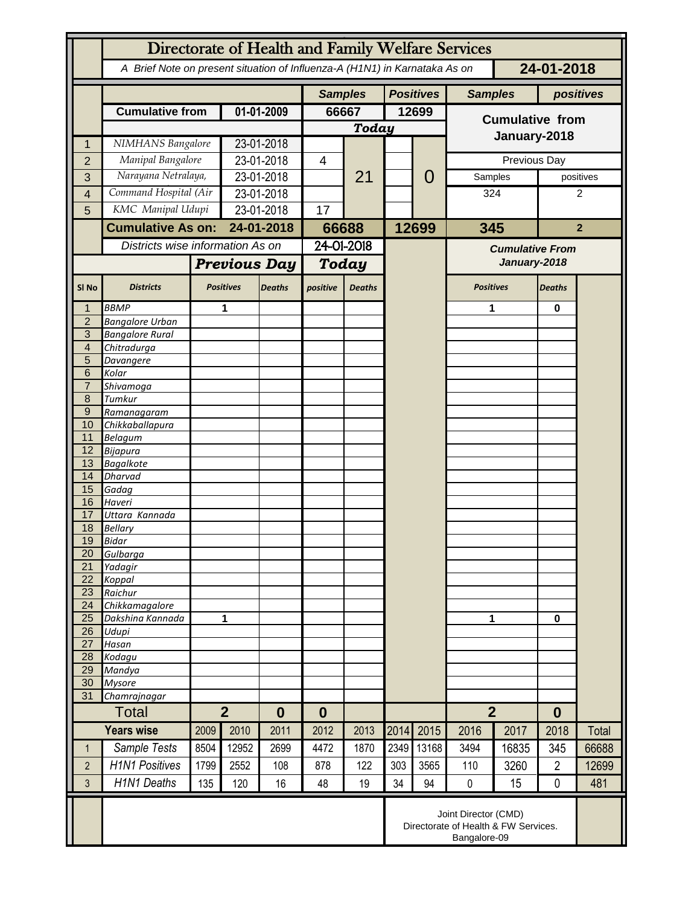# Directorate of Health and Family Welfare Services

*A Brief Note on present situation of Influenza-A (H1N1) in Karnataka As on* **24-01-2018**

| | | | Samples | | Positives | | Samples | positives |
|---|---|---|---|---|---|---|---|---|
| | **Cumulative from** | **01-01-2009** | **66667** | | **12699** | | **Cumulative from January-2018** | |
| | | | ***Today*** | | | | | |
| 1 | NIMHANS Bangalore | 23-01-2018 | | 21 | | 0 | | |
| 2 | Manipal Bangalore | 23-01-2018 | 4 | | | | Previous Day | |
| 3 | Narayana Netralaya, | 23-01-2018 | | | | | Samples | positives |
| 4 | Command Hospital (Air | 23-01-2018 | | | | | 324 | 2 |
| 5 | KMC Manipal Udupi | 23-01-2018 | 17 | | | | | |
| | **Cumulative As on:** | **24-01-2018** | **66688** | | **12699** | | **345** | **2** |

| Sl No | Districts | Previous Day Positives | Previous Day Deaths | Today positive | Today Deaths | Cumulative From January-2018 Positives | Cumulative From January-2018 Deaths |
|---|---|---|---|---|---|---|---|
| 1 | BBMP | 1 | | | | 1 | 0 |
| 2 | Bangalore Urban | | | | | | |
| 3 | Bangalore Rural | | | | | | |
| 4 | Chitradurga | | | | | | |
| 5 | Davangere | | | | | | |
| 6 | Kolar | | | | | | |
| 7 | Shivamoga | | | | | | |
| 8 | Tumkur | | | | | | |
| 9 | Ramanagaram | | | | | | |
| 10 | Chikkaballapura | | | | | | |
| 11 | Belagum | | | | | | |
| 12 | Bijapura | | | | | | |
| 13 | Bagalkote | | | | | | |
| 14 | Dharvad | | | | | | |
| 15 | Gadag | | | | | | |
| 16 | Haveri | | | | | | |
| 17 | Uttara Kannada | | | | | | |
| 18 | Bellary | | | | | | |
| 19 | Bidar | | | | | | |
| 20 | Gulbarga | | | | | | |
| 21 | Yadagir | | | | | | |
| 22 | Koppal | | | | | | |
| 23 | Raichur | | | | | | |
| 24 | Chikkamagalore | | | | | | |
| 25 | Dakshina Kannada | 1 | | | | 1 | 0 |
| 26 | Udupi | | | | | | |
| 27 | Hasan | | | | | | |
| 28 | Kodagu | | | | | | |
| 29 | Mandya | | | | | | |
| 30 | Mysore | | | | | | |
| 31 | Chamrajnagar | | | | | | |
| | **Total** | **2** | **0** | **0** | | **2** | **0** |

Districts wise information As on 24-01-2018

| | Years wise | 2009 | 2010 | 2011 | 2012 | 2013 | 2014 | 2015 | 2016 | 2017 | 2018 | Total |
|---|---|---|---|---|---|---|---|---|---|---|---|---|
| 1 | Sample Tests | 8504 | 12952 | 2699 | 4472 | 1870 | 2349 | 13168 | 3494 | 16835 | 345 | 66688 |
| 2 | H1N1 Positives | 1799 | 2552 | 108 | 878 | 122 | 303 | 3565 | 110 | 3260 | 2 | 12699 |
| 3 | H1N1 Deaths | 135 | 120 | 16 | 48 | 19 | 34 | 94 | 0 | 15 | 0 | 481 |

Joint Director (CMD)
Directorate of Health & FW Services.
Bangalore-09